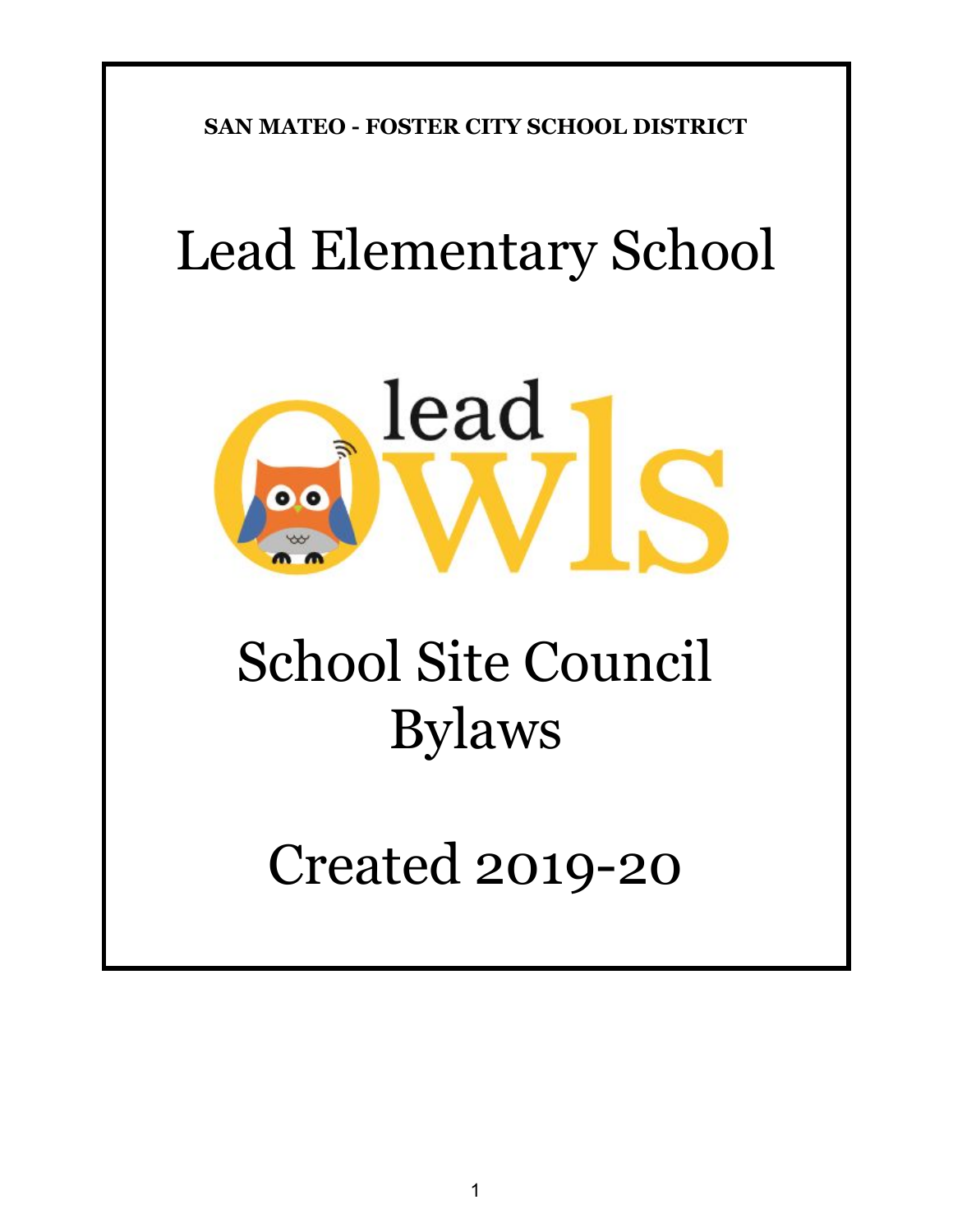**SAN MATEO - FOSTER CITY SCHOOL DISTRICT**

# Lead Elementary School

lead Owls

# School Site Council Bylaws

# Created 2019-20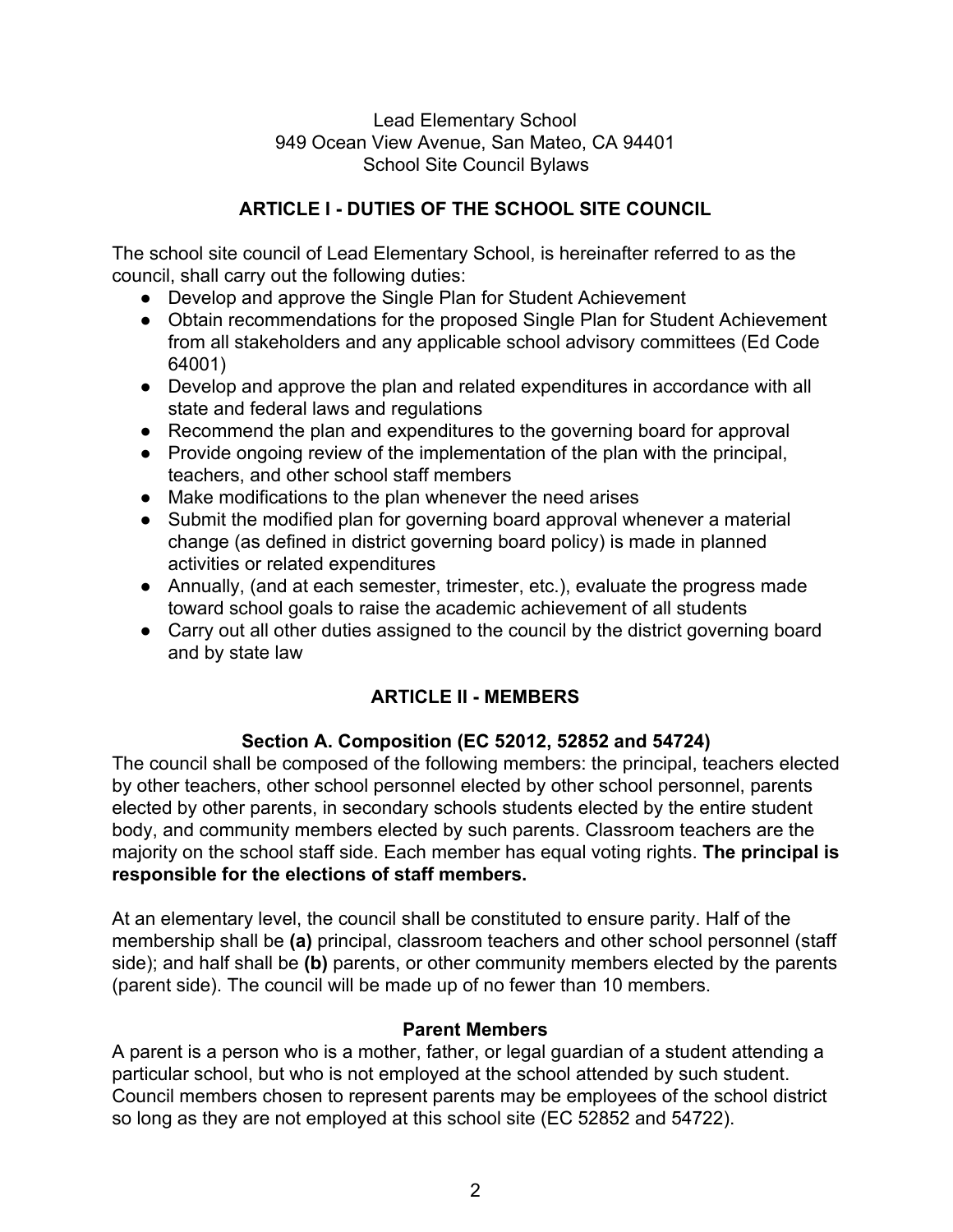Lead Elementary School
949 Ocean View Avenue, San Mateo, CA 94401
School Site Council Bylaws

## ARTICLE I - DUTIES OF THE SCHOOL SITE COUNCIL

The school site council of Lead Elementary School, is hereinafter referred to as the council, shall carry out the following duties:

- Develop and approve the Single Plan for Student Achievement
- Obtain recommendations for the proposed Single Plan for Student Achievement from all stakeholders and any applicable school advisory committees (Ed Code 64001)
- Develop and approve the plan and related expenditures in accordance with all state and federal laws and regulations
- Recommend the plan and expenditures to the governing board for approval
- Provide ongoing review of the implementation of the plan with the principal, teachers, and other school staff members
- Make modifications to the plan whenever the need arises
- Submit the modified plan for governing board approval whenever a material change (as defined in district governing board policy) is made in planned activities or related expenditures
- Annually, (and at each semester, trimester, etc.), evaluate the progress made toward school goals to raise the academic achievement of all students
- Carry out all other duties assigned to the council by the district governing board and by state law

## ARTICLE II - MEMBERS

### Section A. Composition (EC 52012, 52852 and 54724)

The council shall be composed of the following members: the principal, teachers elected by other teachers, other school personnel elected by other school personnel, parents elected by other parents, in secondary schools students elected by the entire student body, and community members elected by such parents. Classroom teachers are the majority on the school staff side. Each member has equal voting rights. **The principal is responsible for the elections of staff members.**

At an elementary level, the council shall be constituted to ensure parity. Half of the membership shall be **(a)** principal, classroom teachers and other school personnel (staff side); and half shall be **(b)** parents, or other community members elected by the parents (parent side). The council will be made up of no fewer than 10 members.

#### Parent Members

A parent is a person who is a mother, father, or legal guardian of a student attending a particular school, but who is not employed at the school attended by such student. Council members chosen to represent parents may be employees of the school district so long as they are not employed at this school site (EC 52852 and 54722).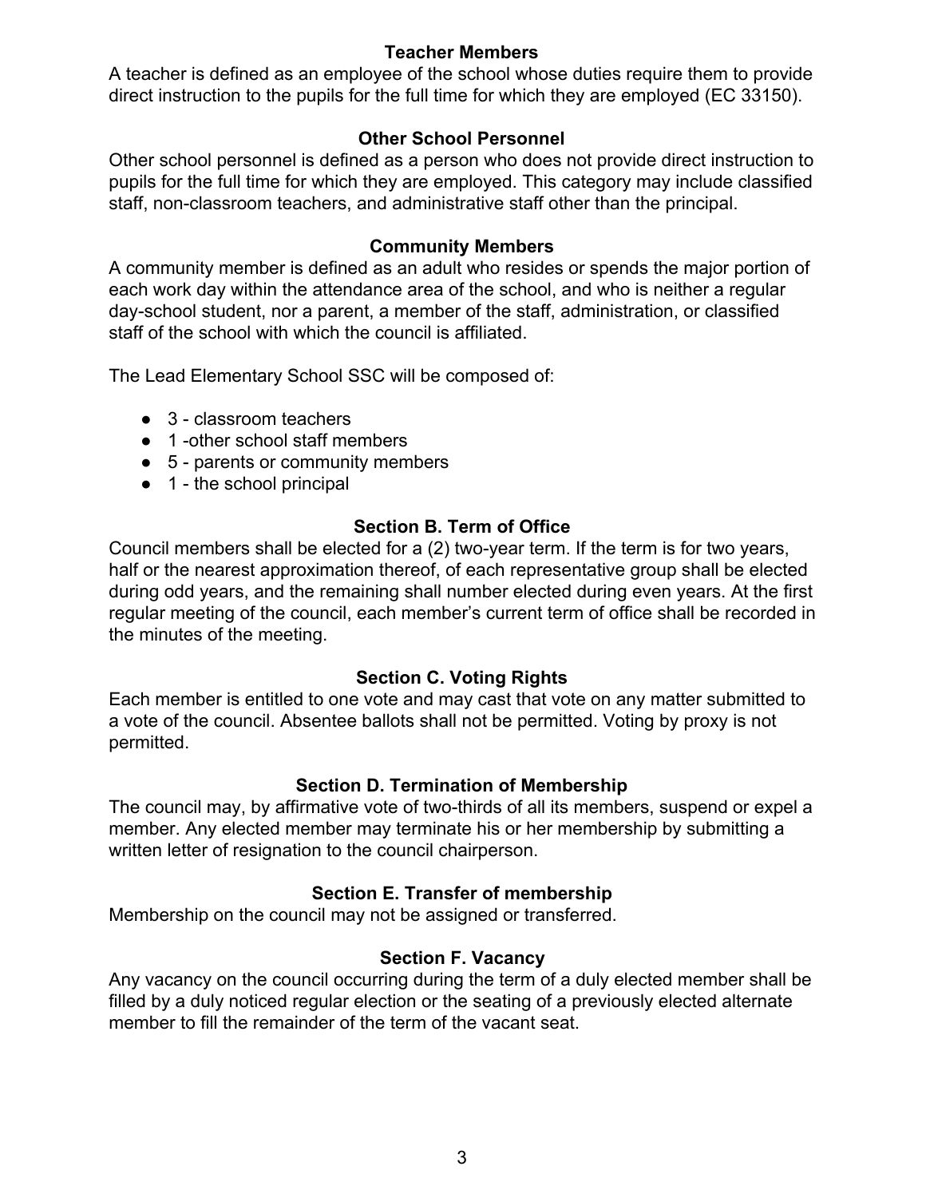**Teacher Members**

A teacher is defined as an employee of the school whose duties require them to provide direct instruction to the pupils for the full time for which they are employed (EC 33150).

**Other School Personnel**

Other school personnel is defined as a person who does not provide direct instruction to pupils for the full time for which they are employed. This category may include classified staff, non-classroom teachers, and administrative staff other than the principal.

**Community Members**

A community member is defined as an adult who resides or spends the major portion of each work day within the attendance area of the school, and who is neither a regular day-school student, nor a parent, a member of the staff, administration, or classified staff of the school with which the council is affiliated.

The Lead Elementary School SSC will be composed of:

- 3 - classroom teachers
- 1 -other school staff members
- 5 - parents or community members
- 1 - the school principal

### Section B. Term of Office

Council members shall be elected for a (2) two-year term. If the term is for two years, half or the nearest approximation thereof, of each representative group shall be elected during odd years, and the remaining shall number elected during even years. At the first regular meeting of the council, each member's current term of office shall be recorded in the minutes of the meeting.

### Section C. Voting Rights

Each member is entitled to one vote and may cast that vote on any matter submitted to a vote of the council. Absentee ballots shall not be permitted. Voting by proxy is not permitted.

### Section D. Termination of Membership

The council may, by affirmative vote of two-thirds of all its members, suspend or expel a member. Any elected member may terminate his or her membership by submitting a written letter of resignation to the council chairperson.

### Section E. Transfer of membership

Membership on the council may not be assigned or transferred.

### Section F. Vacancy

Any vacancy on the council occurring during the term of a duly elected member shall be filled by a duly noticed regular election or the seating of a previously elected alternate member to fill the remainder of the term of the vacant seat.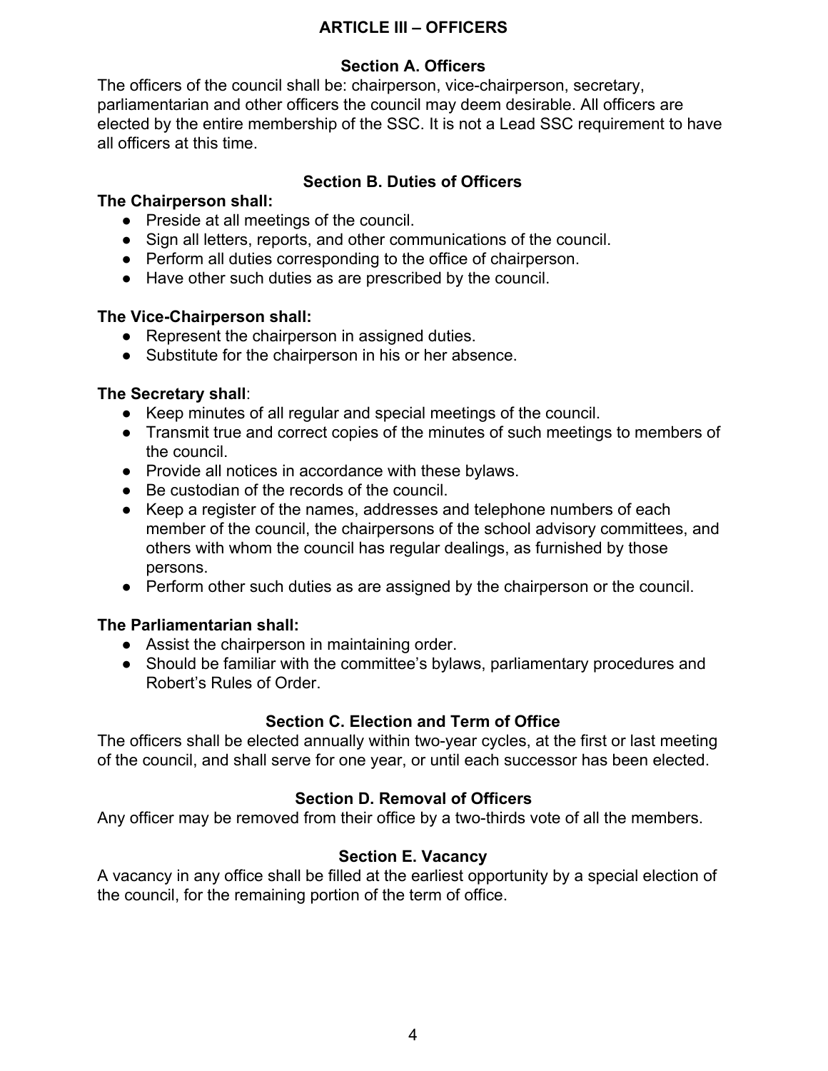## ARTICLE III – OFFICERS

### Section A. Officers

The officers of the council shall be: chairperson, vice-chairperson, secretary, parliamentarian and other officers the council may deem desirable. All officers are elected by the entire membership of the SSC. It is not a Lead SSC requirement to have all officers at this time.

### Section B. Duties of Officers

**The Chairperson shall:**

- Preside at all meetings of the council.
- Sign all letters, reports, and other communications of the council.
- Perform all duties corresponding to the office of chairperson.
- Have other such duties as are prescribed by the council.

**The Vice-Chairperson shall:**

- Represent the chairperson in assigned duties.
- Substitute for the chairperson in his or her absence.

**The Secretary shall**:

- Keep minutes of all regular and special meetings of the council.
- Transmit true and correct copies of the minutes of such meetings to members of the council.
- Provide all notices in accordance with these bylaws.
- Be custodian of the records of the council.
- Keep a register of the names, addresses and telephone numbers of each member of the council, the chairpersons of the school advisory committees, and others with whom the council has regular dealings, as furnished by those persons.
- Perform other such duties as are assigned by the chairperson or the council.

**The Parliamentarian shall:**

- Assist the chairperson in maintaining order.
- Should be familiar with the committee's bylaws, parliamentary procedures and Robert's Rules of Order.

### Section C. Election and Term of Office

The officers shall be elected annually within two-year cycles, at the first or last meeting of the council, and shall serve for one year, or until each successor has been elected.

### Section D. Removal of Officers

Any officer may be removed from their office by a two-thirds vote of all the members.

### Section E. Vacancy

A vacancy in any office shall be filled at the earliest opportunity by a special election of the council, for the remaining portion of the term of office.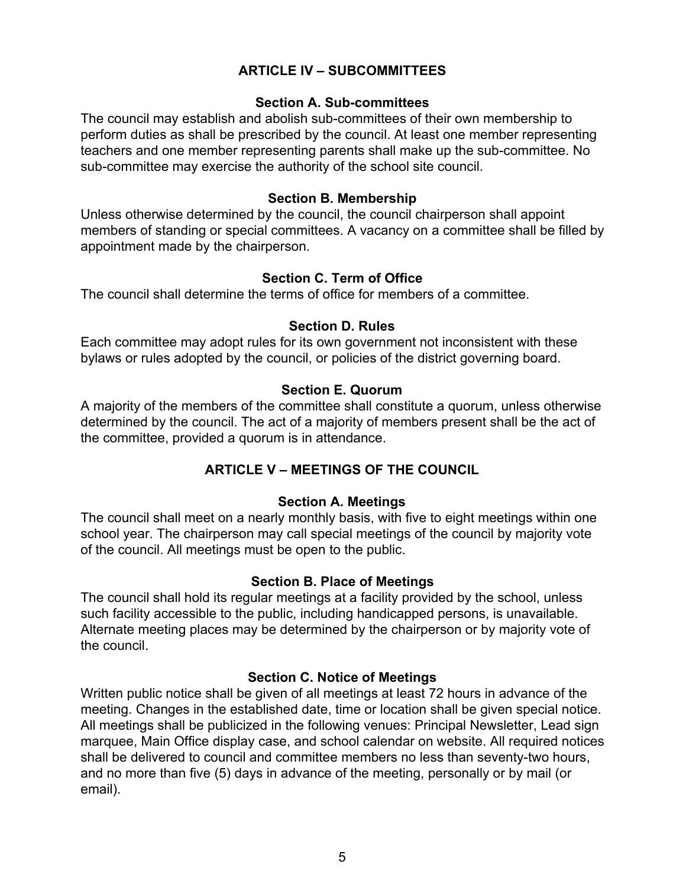## ARTICLE IV – SUBCOMMITTEES

### Section A. Sub-committees

The council may establish and abolish sub-committees of their own membership to perform duties as shall be prescribed by the council. At least one member representing teachers and one member representing parents shall make up the sub-committee. No sub-committee may exercise the authority of the school site council.

### Section B. Membership

Unless otherwise determined by the council, the council chairperson shall appoint members of standing or special committees. A vacancy on a committee shall be filled by appointment made by the chairperson.

### Section C. Term of Office

The council shall determine the terms of office for members of a committee.

### Section D. Rules

Each committee may adopt rules for its own government not inconsistent with these bylaws or rules adopted by the council, or policies of the district governing board.

### Section E. Quorum

A majority of the members of the committee shall constitute a quorum, unless otherwise determined by the council. The act of a majority of members present shall be the act of the committee, provided a quorum is in attendance.

## ARTICLE V – MEETINGS OF THE COUNCIL

### Section A. Meetings

The council shall meet on a nearly monthly basis, with five to eight meetings within one school year. The chairperson may call special meetings of the council by majority vote of the council. All meetings must be open to the public.

### Section B. Place of Meetings

The council shall hold its regular meetings at a facility provided by the school, unless such facility accessible to the public, including handicapped persons, is unavailable. Alternate meeting places may be determined by the chairperson or by majority vote of the council.

### Section C. Notice of Meetings

Written public notice shall be given of all meetings at least 72 hours in advance of the meeting. Changes in the established date, time or location shall be given special notice. All meetings shall be publicized in the following venues: Principal Newsletter, Lead sign marquee, Main Office display case, and school calendar on website. All required notices shall be delivered to council and committee members no less than seventy-two hours, and no more than five (5) days in advance of the meeting, personally or by mail (or email).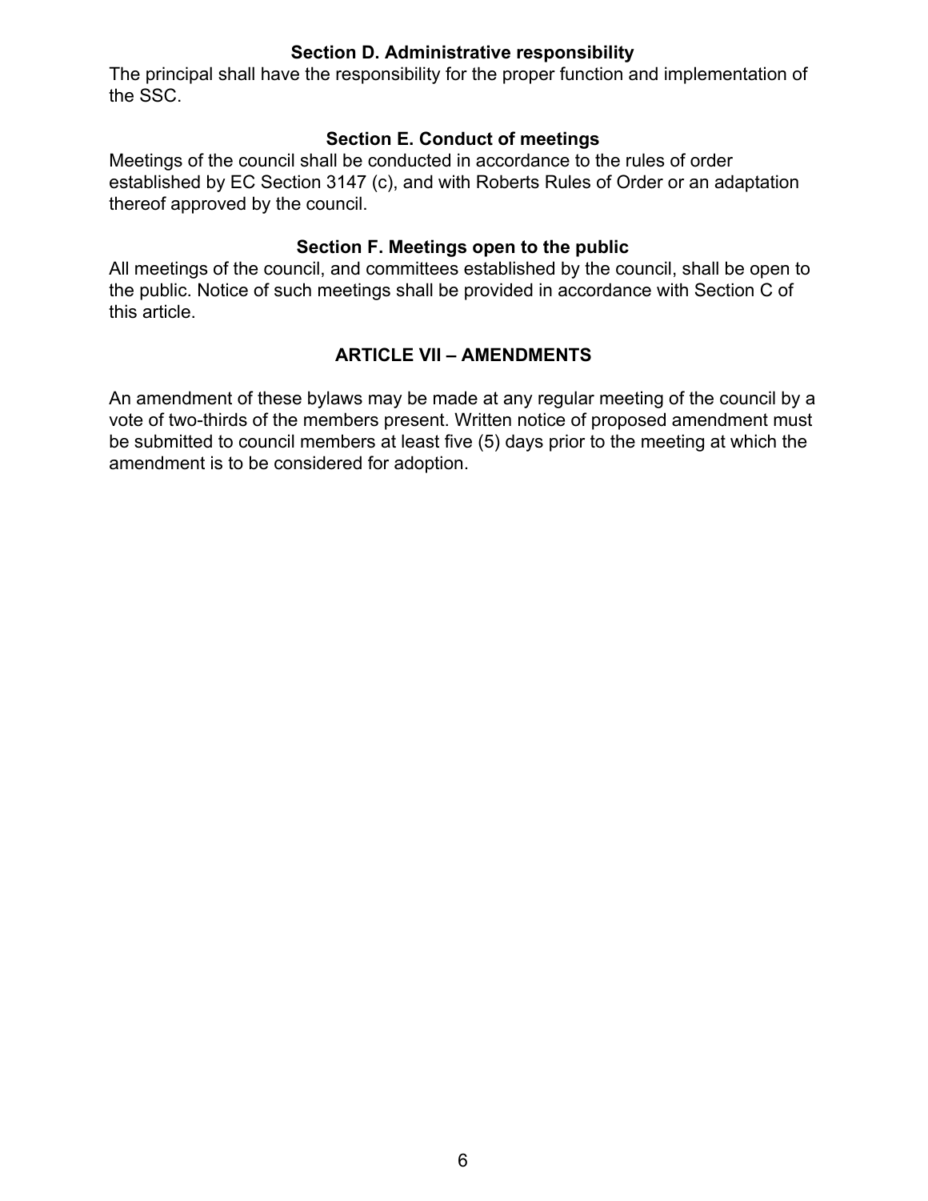### Section D. Administrative responsibility

The principal shall have the responsibility for the proper function and implementation of the SSC.

### Section E. Conduct of meetings

Meetings of the council shall be conducted in accordance to the rules of order established by EC Section 3147 (c), and with Roberts Rules of Order or an adaptation thereof approved by the council.

### Section F. Meetings open to the public

All meetings of the council, and committees established by the council, shall be open to the public. Notice of such meetings shall be provided in accordance with Section C of this article.

## ARTICLE VII – AMENDMENTS

An amendment of these bylaws may be made at any regular meeting of the council by a vote of two-thirds of the members present. Written notice of proposed amendment must be submitted to council members at least five (5) days prior to the meeting at which the amendment is to be considered for adoption.